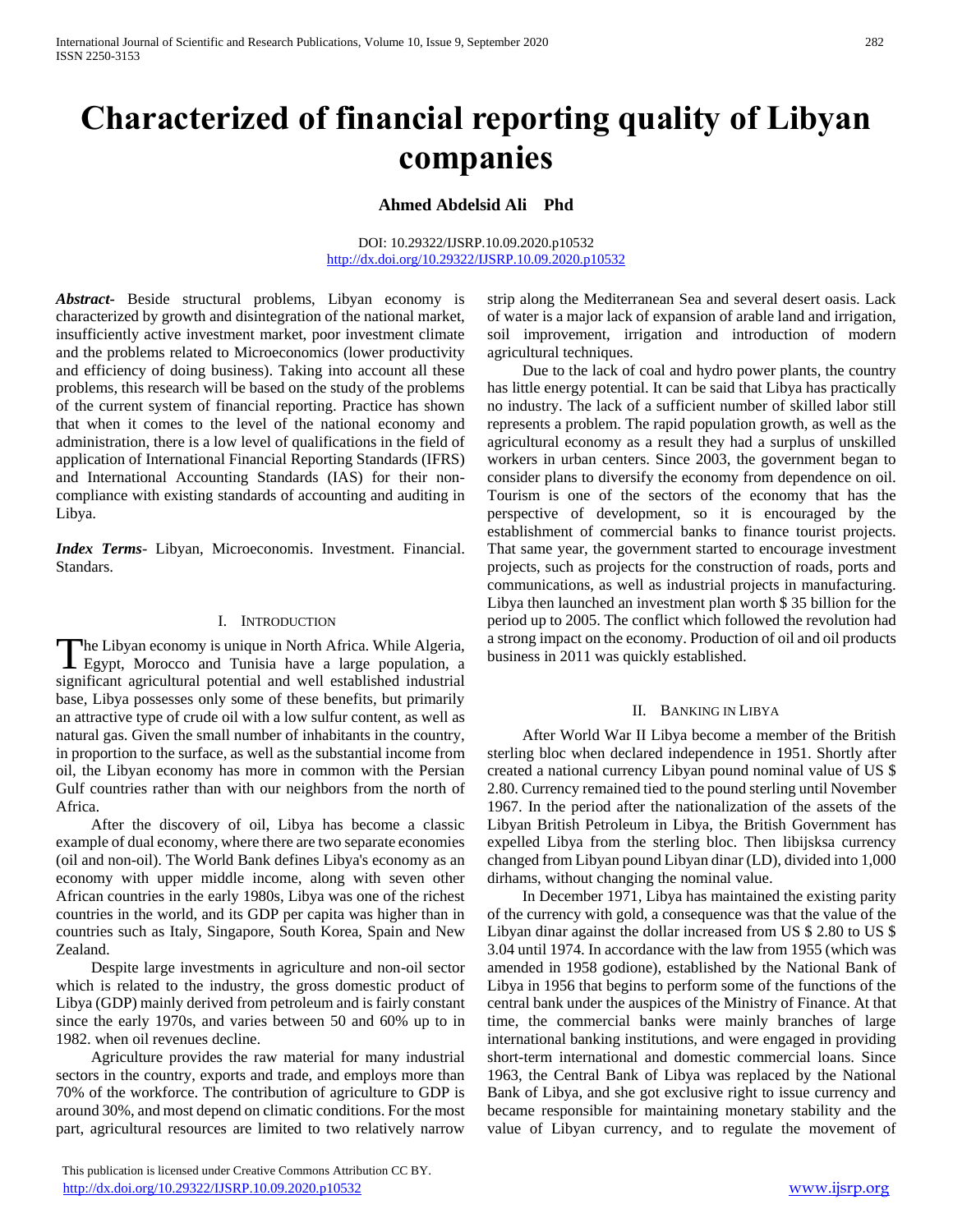# Characterized of financial reporting quality of Libyan companies

**Ahmed Abdelsid Ali Phd**

DOI: 10.29322/IJSRP.10.09.2020.p10532
http://dx.doi.org/10.29322/IJSRP.10.09.2020.p10532

***Abstract-*** Beside structural problems, Libyan economy is characterized by growth and disintegration of the national market, insufficiently active investment market, poor investment climate and the problems related to Microeconomics (lower productivity and efficiency of doing business). Taking into account all these problems, this research will be based on the study of the problems of the current system of financial reporting. Practice has shown that when it comes to the level of the national economy and administration, there is a low level of qualifications in the field of application of International Financial Reporting Standards (IFRS) and International Accounting Standards (IAS) for their non-compliance with existing standards of accounting and auditing in Libya.

***Index Terms-*** Libyan, Microeconomis. Investment. Financial. Standars.

## I. Introduction

The Libyan economy is unique in North Africa. While Algeria, Egypt, Morocco and Tunisia have a large population, a significant agricultural potential and well established industrial base, Libya possesses only some of these benefits, but primarily an attractive type of crude oil with a low sulfur content, as well as natural gas. Given the small number of inhabitants in the country, in proportion to the surface, as well as the substantial income from oil, the Libyan economy has more in common with the Persian Gulf countries rather than with our neighbors from the north of Africa.

After the discovery of oil, Libya has become a classic example of dual economy, where there are two separate economies (oil and non-oil). The World Bank defines Libya's economy as an economy with upper middle income, along with seven other African countries in the early 1980s, Libya was one of the richest countries in the world, and its GDP per capita was higher than in countries such as Italy, Singapore, South Korea, Spain and New Zealand.

Despite large investments in agriculture and non-oil sector which is related to the industry, the gross domestic product of Libya (GDP) mainly derived from petroleum and is fairly constant since the early 1970s, and varies between 50 and 60% up to in 1982. when oil revenues decline.

Agriculture provides the raw material for many industrial sectors in the country, exports and trade, and employs more than 70% of the workforce. The contribution of agriculture to GDP is around 30%, and most depend on climatic conditions. For the most part, agricultural resources are limited to two relatively narrow strip along the Mediterranean Sea and several desert oasis. Lack of water is a major lack of expansion of arable land and irrigation, soil improvement, irrigation and introduction of modern agricultural techniques.

Due to the lack of coal and hydro power plants, the country has little energy potential. It can be said that Libya has practically no industry. The lack of a sufficient number of skilled labor still represents a problem. The rapid population growth, as well as the agricultural economy as a result they had a surplus of unskilled workers in urban centers. Since 2003, the government began to consider plans to diversify the economy from dependence on oil. Tourism is one of the sectors of the economy that has the perspective of development, so it is encouraged by the establishment of commercial banks to finance tourist projects. That same year, the government started to encourage investment projects, such as projects for the construction of roads, ports and communications, as well as industrial projects in manufacturing. Libya then launched an investment plan worth $ 35 billion for the period up to 2005. The conflict which followed the revolution had a strong impact on the economy. Production of oil and oil products business in 2011 was quickly established.

## II. Banking in Libya

After World War II Libya become a member of the British sterling bloc when declared independence in 1951. Shortly after created a national currency Libyan pound nominal value of US $ 2.80. Currency remained tied to the pound sterling until November 1967. In the period after the nationalization of the assets of the Libyan British Petroleum in Libya, the British Government has expelled Libya from the sterling bloc. Then libijsksa currency changed from Libyan pound Libyan dinar (LD), divided into 1,000 dirhams, without changing the nominal value.

In December 1971, Libya has maintained the existing parity of the currency with gold, a consequence was that the value of the Libyan dinar against the dollar increased from US $ 2.80 to US $ 3.04 until 1974. In accordance with the law from 1955 (which was amended in 1958 godione), established by the National Bank of Libya in 1956 that begins to perform some of the functions of the central bank under the auspices of the Ministry of Finance. At that time, the commercial banks were mainly branches of large international banking institutions, and were engaged in providing short-term international and domestic commercial loans. Since 1963, the Central Bank of Libya was replaced by the National Bank of Libya, and she got exclusive right to issue currency and became responsible for maintaining monetary stability and the value of Libyan currency, and to regulate the movement of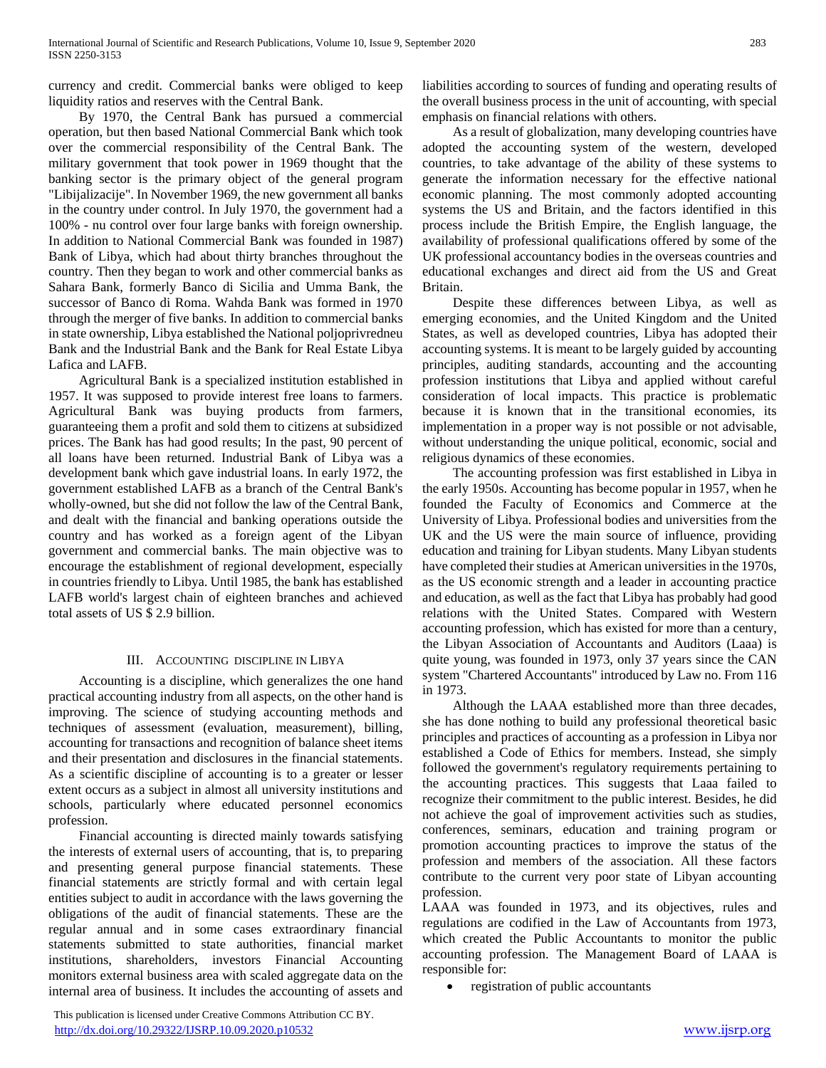currency and credit. Commercial banks were obliged to keep liquidity ratios and reserves with the Central Bank.

By 1970, the Central Bank has pursued a commercial operation, but then based National Commercial Bank which took over the commercial responsibility of the Central Bank. The military government that took power in 1969 thought that the banking sector is the primary object of the general program "Libijalizacije". In November 1969, the new government all banks in the country under control. In July 1970, the government had a 100% - nu control over four large banks with foreign ownership. In addition to National Commercial Bank was founded in 1987) Bank of Libya, which had about thirty branches throughout the country. Then they began to work and other commercial banks as Sahara Bank, formerly Banco di Sicilia and Umma Bank, the successor of Banco di Roma. Wahda Bank was formed in 1970 through the merger of five banks. In addition to commercial banks in state ownership, Libya established the National poljoprivredneu Bank and the Industrial Bank and the Bank for Real Estate Libya Lafica and LAFB.

Agricultural Bank is a specialized institution established in 1957. It was supposed to provide interest free loans to farmers. Agricultural Bank was buying products from farmers, guaranteeing them a profit and sold them to citizens at subsidized prices. The Bank has had good results; In the past, 90 percent of all loans have been returned. Industrial Bank of Libya was a development bank which gave industrial loans. In early 1972, the government established LAFB as a branch of the Central Bank's wholly-owned, but she did not follow the law of the Central Bank, and dealt with the financial and banking operations outside the country and has worked as a foreign agent of the Libyan government and commercial banks. The main objective was to encourage the establishment of regional development, especially in countries friendly to Libya. Until 1985, the bank has established LAFB world's largest chain of eighteen branches and achieved total assets of US $ 2.9 billion.

## III. Accounting discipline in Libya

Accounting is a discipline, which generalizes the one hand practical accounting industry from all aspects, on the other hand is improving. The science of studying accounting methods and techniques of assessment (evaluation, measurement), billing, accounting for transactions and recognition of balance sheet items and their presentation and disclosures in the financial statements. As a scientific discipline of accounting is to a greater or lesser extent occurs as a subject in almost all university institutions and schools, particularly where educated personnel economics profession.

Financial accounting is directed mainly towards satisfying the interests of external users of accounting, that is, to preparing and presenting general purpose financial statements. These financial statements are strictly formal and with certain legal entities subject to audit in accordance with the laws governing the obligations of the audit of financial statements. These are the regular annual and in some cases extraordinary financial statements submitted to state authorities, financial market institutions, shareholders, investors Financial Accounting monitors external business area with scaled aggregate data on the internal area of business. It includes the accounting of assets and liabilities according to sources of funding and operating results of the overall business process in the unit of accounting, with special emphasis on financial relations with others.

As a result of globalization, many developing countries have adopted the accounting system of the western, developed countries, to take advantage of the ability of these systems to generate the information necessary for the effective national economic planning. The most commonly adopted accounting systems the US and Britain, and the factors identified in this process include the British Empire, the English language, the availability of professional qualifications offered by some of the UK professional accountancy bodies in the overseas countries and educational exchanges and direct aid from the US and Great Britain.

Despite these differences between Libya, as well as emerging economies, and the United Kingdom and the United States, as well as developed countries, Libya has adopted their accounting systems. It is meant to be largely guided by accounting principles, auditing standards, accounting and the accounting profession institutions that Libya and applied without careful consideration of local impacts. This practice is problematic because it is known that in the transitional economies, its implementation in a proper way is not possible or not advisable, without understanding the unique political, economic, social and religious dynamics of these economies.

The accounting profession was first established in Libya in the early 1950s. Accounting has become popular in 1957, when he founded the Faculty of Economics and Commerce at the University of Libya. Professional bodies and universities from the UK and the US were the main source of influence, providing education and training for Libyan students. Many Libyan students have completed their studies at American universities in the 1970s, as the US economic strength and a leader in accounting practice and education, as well as the fact that Libya has probably had good relations with the United States. Compared with Western accounting profession, which has existed for more than a century, the Libyan Association of Accountants and Auditors (Laaa) is quite young, was founded in 1973, only 37 years since the CAN system "Chartered Accountants" introduced by Law no. From 116 in 1973.

Although the LAAA established more than three decades, she has done nothing to build any professional theoretical basic principles and practices of accounting as a profession in Libya nor established a Code of Ethics for members. Instead, she simply followed the government's regulatory requirements pertaining to the accounting practices. This suggests that Laaa failed to recognize their commitment to the public interest. Besides, he did not achieve the goal of improvement activities such as studies, conferences, seminars, education and training program or promotion accounting practices to improve the status of the profession and members of the association. All these factors contribute to the current very poor state of Libyan accounting profession.

LAAA was founded in 1973, and its objectives, rules and regulations are codified in the Law of Accountants from 1973, which created the Public Accountants to monitor the public accounting profession. The Management Board of LAAA is responsible for:

- registration of public accountants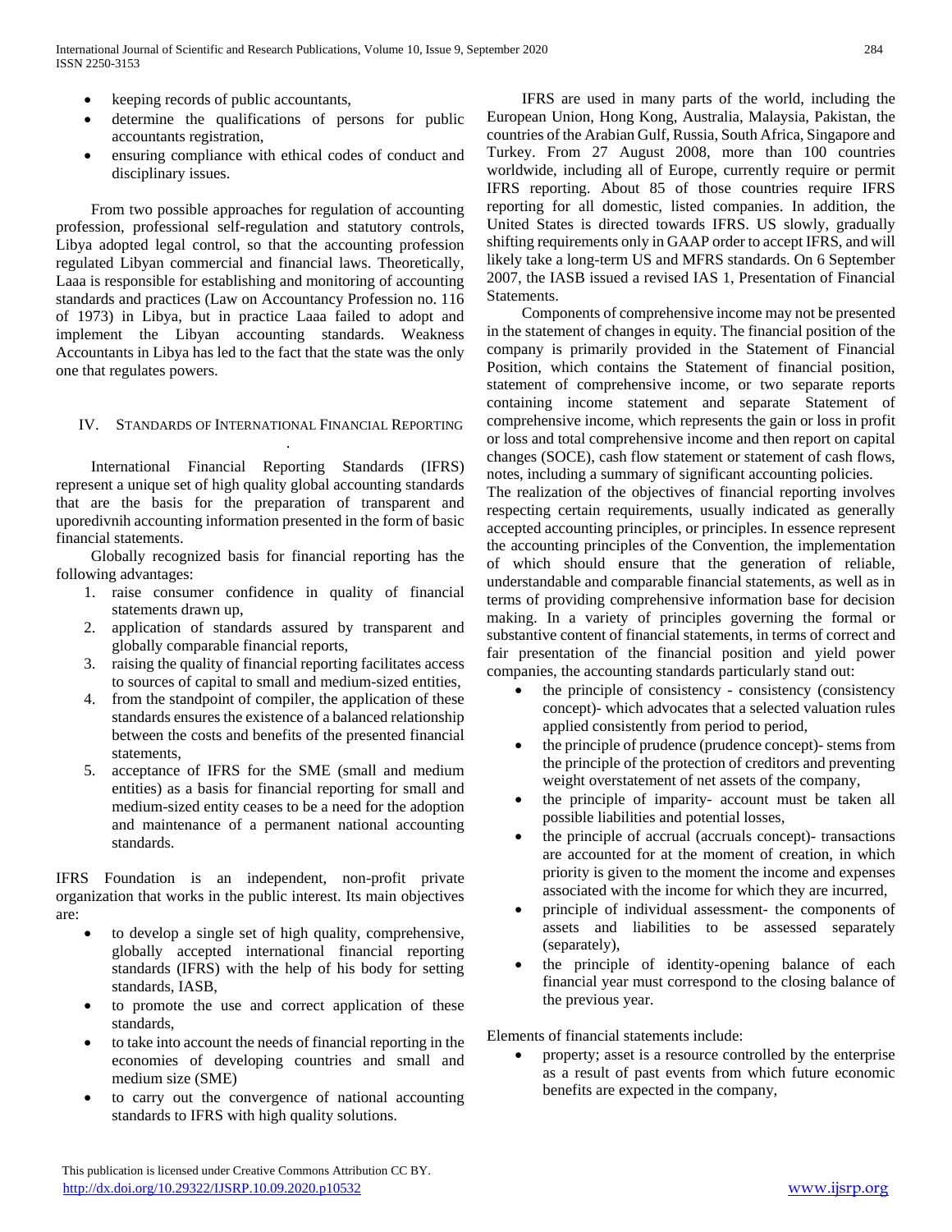- keeping records of public accountants,
- determine the qualifications of persons for public accountants registration,
- ensuring compliance with ethical codes of conduct and disciplinary issues.

From two possible approaches for regulation of accounting profession, professional self-regulation and statutory controls, Libya adopted legal control, so that the accounting profession regulated Libyan commercial and financial laws. Theoretically, Laaa is responsible for establishing and monitoring of accounting standards and practices (Law on Accountancy Profession no. 116 of 1973) in Libya, but in practice Laaa failed to adopt and implement the Libyan accounting standards. Weakness Accountants in Libya has led to the fact that the state was the only one that regulates powers.

## IV. Standards of International Financial Reporting

International Financial Reporting Standards (IFRS) represent a unique set of high quality global accounting standards that are the basis for the preparation of transparent and uporedivnih accounting information presented in the form of basic financial statements.

Globally recognized basis for financial reporting has the following advantages:

1. raise consumer confidence in quality of financial statements drawn up,
2. application of standards assured by transparent and globally comparable financial reports,
3. raising the quality of financial reporting facilitates access to sources of capital to small and medium-sized entities,
4. from the standpoint of compiler, the application of these standards ensures the existence of a balanced relationship between the costs and benefits of the presented financial statements,
5. acceptance of IFRS for the SME (small and medium entities) as a basis for financial reporting for small and medium-sized entity ceases to be a need for the adoption and maintenance of a permanent national accounting standards.

IFRS Foundation is an independent, non-profit private organization that works in the public interest. Its main objectives are:

- to develop a single set of high quality, comprehensive, globally accepted international financial reporting standards (IFRS) with the help of his body for setting standards, IASB,
- to promote the use and correct application of these standards,
- to take into account the needs of financial reporting in the economies of developing countries and small and medium size (SME)
- to carry out the convergence of national accounting standards to IFRS with high quality solutions.

IFRS are used in many parts of the world, including the European Union, Hong Kong, Australia, Malaysia, Pakistan, the countries of the Arabian Gulf, Russia, South Africa, Singapore and Turkey. From 27 August 2008, more than 100 countries worldwide, including all of Europe, currently require or permit IFRS reporting. About 85 of those countries require IFRS reporting for all domestic, listed companies. In addition, the United States is directed towards IFRS. US slowly, gradually shifting requirements only in GAAP order to accept IFRS, and will likely take a long-term US and MFRS standards. On 6 September 2007, the IASB issued a revised IAS 1, Presentation of Financial Statements.

Components of comprehensive income may not be presented in the statement of changes in equity. The financial position of the company is primarily provided in the Statement of Financial Position, which contains the Statement of financial position, statement of comprehensive income, or two separate reports containing income statement and separate Statement of comprehensive income, which represents the gain or loss in profit or loss and total comprehensive income and then report on capital changes (SOCE), cash flow statement or statement of cash flows, notes, including a summary of significant accounting policies.

The realization of the objectives of financial reporting involves respecting certain requirements, usually indicated as generally accepted accounting principles, or principles. In essence represent the accounting principles of the Convention, the implementation of which should ensure that the generation of reliable, understandable and comparable financial statements, as well as in terms of providing comprehensive information base for decision making. In a variety of principles governing the formal or substantive content of financial statements, in terms of correct and fair presentation of the financial position and yield power companies, the accounting standards particularly stand out:

- the principle of consistency - consistency (consistency concept)- which advocates that a selected valuation rules applied consistently from period to period,
- the principle of prudence (prudence concept)- stems from the principle of the protection of creditors and preventing weight overstatement of net assets of the company,
- the principle of imparity- account must be taken all possible liabilities and potential losses,
- the principle of accrual (accruals concept)- transactions are accounted for at the moment of creation, in which priority is given to the moment the income and expenses associated with the income for which they are incurred,
- principle of individual assessment- the components of assets and liabilities to be assessed separately (separately),
- the principle of identity-opening balance of each financial year must correspond to the closing balance of the previous year.

Elements of financial statements include:

- property; asset is a resource controlled by the enterprise as a result of past events from which future economic benefits are expected in the company,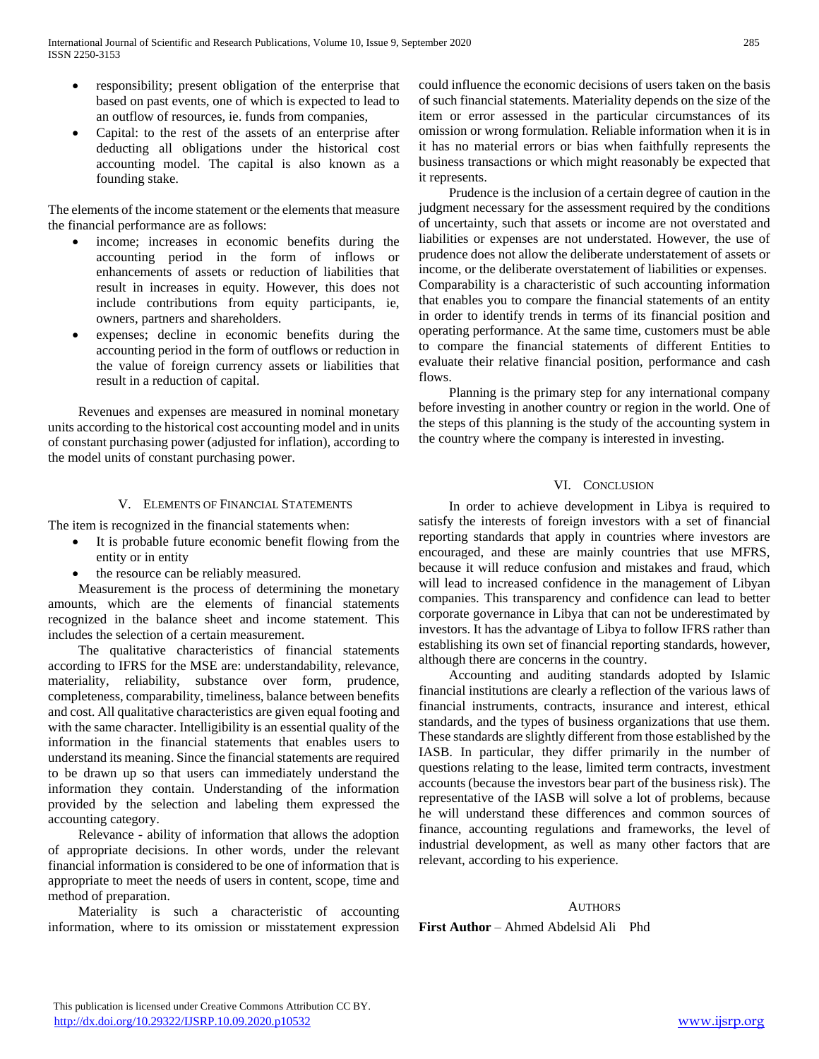- responsibility; present obligation of the enterprise that based on past events, one of which is expected to lead to an outflow of resources, ie. funds from companies,
- Capital: to the rest of the assets of an enterprise after deducting all obligations under the historical cost accounting model. The capital is also known as a founding stake.

The elements of the income statement or the elements that measure the financial performance are as follows:

- income; increases in economic benefits during the accounting period in the form of inflows or enhancements of assets or reduction of liabilities that result in increases in equity. However, this does not include contributions from equity participants, ie, owners, partners and shareholders.
- expenses; decline in economic benefits during the accounting period in the form of outflows or reduction in the value of foreign currency assets or liabilities that result in a reduction of capital.

Revenues and expenses are measured in nominal monetary units according to the historical cost accounting model and in units of constant purchasing power (adjusted for inflation), according to the model units of constant purchasing power.

## V. Elements of Financial Statements

The item is recognized in the financial statements when:

- It is probable future economic benefit flowing from the entity or in entity
- the resource can be reliably measured.

Measurement is the process of determining the monetary amounts, which are the elements of financial statements recognized in the balance sheet and income statement. This includes the selection of a certain measurement.

The qualitative characteristics of financial statements according to IFRS for the MSE are: understandability, relevance, materiality, reliability, substance over form, prudence, completeness, comparability, timeliness, balance between benefits and cost. All qualitative characteristics are given equal footing and with the same character. Intelligibility is an essential quality of the information in the financial statements that enables users to understand its meaning. Since the financial statements are required to be drawn up so that users can immediately understand the information they contain. Understanding of the information provided by the selection and labeling them expressed the accounting category.

Relevance - ability of information that allows the adoption of appropriate decisions. In other words, under the relevant financial information is considered to be one of information that is appropriate to meet the needs of users in content, scope, time and method of preparation.

Materiality is such a characteristic of accounting information, where to its omission or misstatement expression could influence the economic decisions of users taken on the basis of such financial statements. Materiality depends on the size of the item or error assessed in the particular circumstances of its omission or wrong formulation. Reliable information when it is in it has no material errors or bias when faithfully represents the business transactions or which might reasonably be expected that it represents.

Prudence is the inclusion of a certain degree of caution in the judgment necessary for the assessment required by the conditions of uncertainty, such that assets or income are not overstated and liabilities or expenses are not understated. However, the use of prudence does not allow the deliberate understatement of assets or income, or the deliberate overstatement of liabilities or expenses. Comparability is a characteristic of such accounting information that enables you to compare the financial statements of an entity in order to identify trends in terms of its financial position and operating performance. At the same time, customers must be able to compare the financial statements of different Entities to evaluate their relative financial position, performance and cash flows.

Planning is the primary step for any international company before investing in another country or region in the world. One of the steps of this planning is the study of the accounting system in the country where the company is interested in investing.

## VI. Conclusion

In order to achieve development in Libya is required to satisfy the interests of foreign investors with a set of financial reporting standards that apply in countries where investors are encouraged, and these are mainly countries that use MFRS, because it will reduce confusion and mistakes and fraud, which will lead to increased confidence in the management of Libyan companies. This transparency and confidence can lead to better corporate governance in Libya that can not be underestimated by investors. It has the advantage of Libya to follow IFRS rather than establishing its own set of financial reporting standards, however, although there are concerns in the country.

Accounting and auditing standards adopted by Islamic financial institutions are clearly a reflection of the various laws of financial instruments, contracts, insurance and interest, ethical standards, and the types of business organizations that use them. These standards are slightly different from those established by the IASB. In particular, they differ primarily in the number of questions relating to the lease, limited term contracts, investment accounts (because the investors bear part of the business risk). The representative of the IASB will solve a lot of problems, because he will understand these differences and common sources of finance, accounting regulations and frameworks, the level of industrial development, as well as many other factors that are relevant, according to his experience.

## Authors

**First Author** – Ahmed Abdelsid Ali Phd